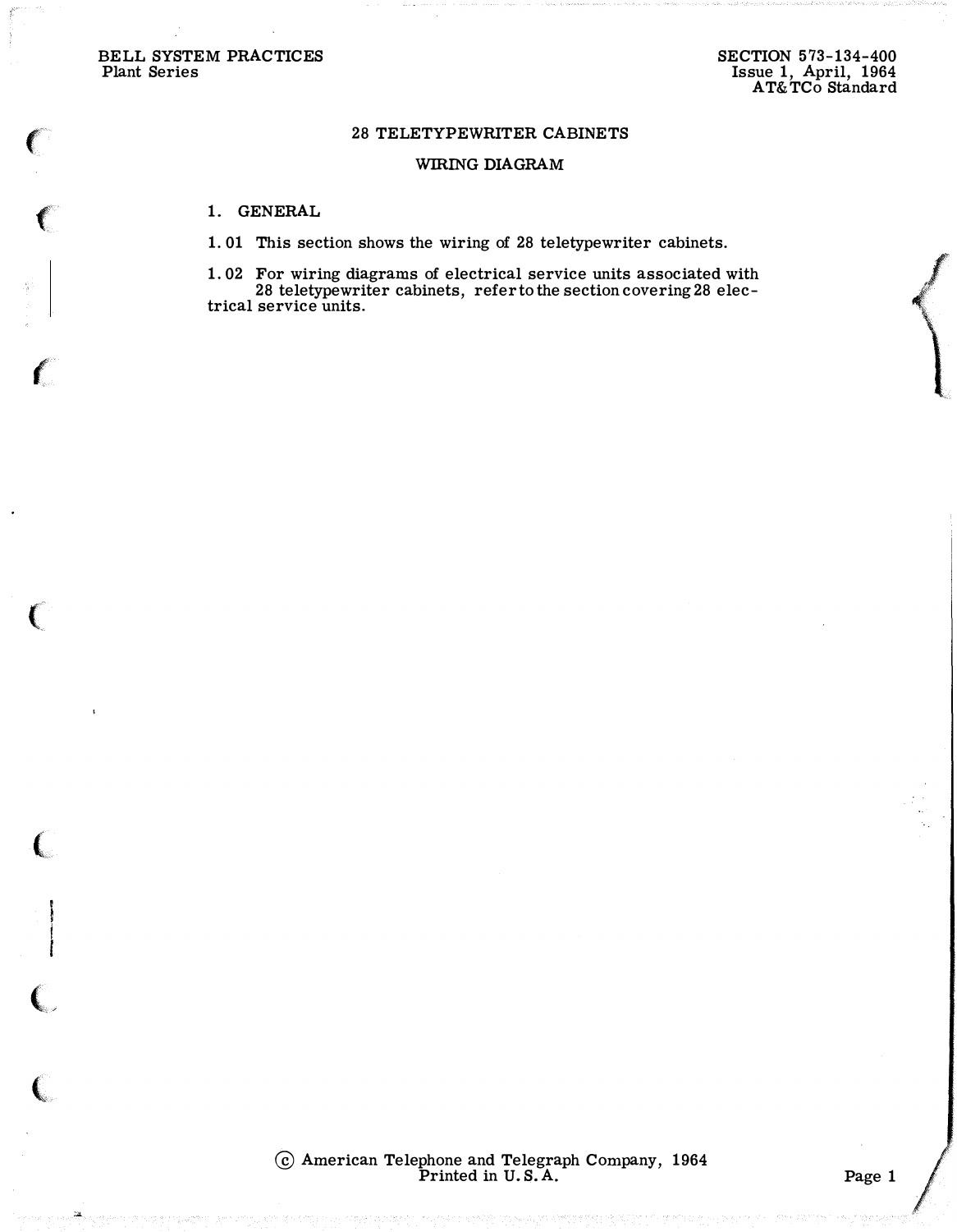BELL SYSTEM PRACTICES
Plant Series

SECTION 573-134-400
Issue 1, April, 1964
AT&TCo Standard

# 28 TELETYPEWRITER CABINETS

## WIRING DIAGRAM

### 1. GENERAL

1.01 This section shows the wiring of 28 teletypewriter cabinets.

1.02 For wiring diagrams of electrical service units associated with 28 teletypewriter cabinets, refer to the section covering 28 electrical service units.

© American Telephone and Telegraph Company, 1964
Printed in U. S. A.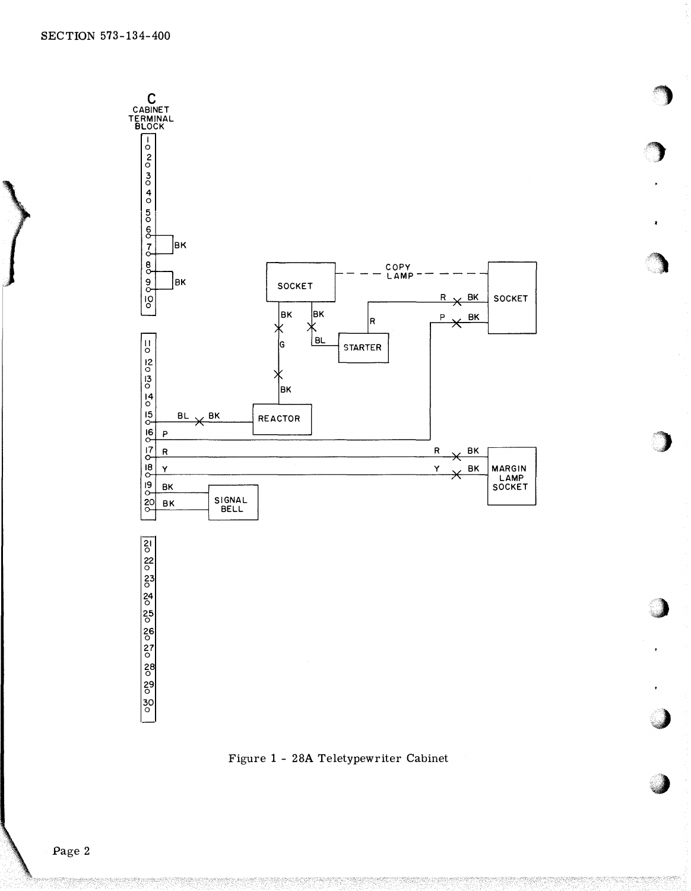C
CABINET
TERMINAL
BLOCK

Figure 1 - 28A Teletypewriter Cabinet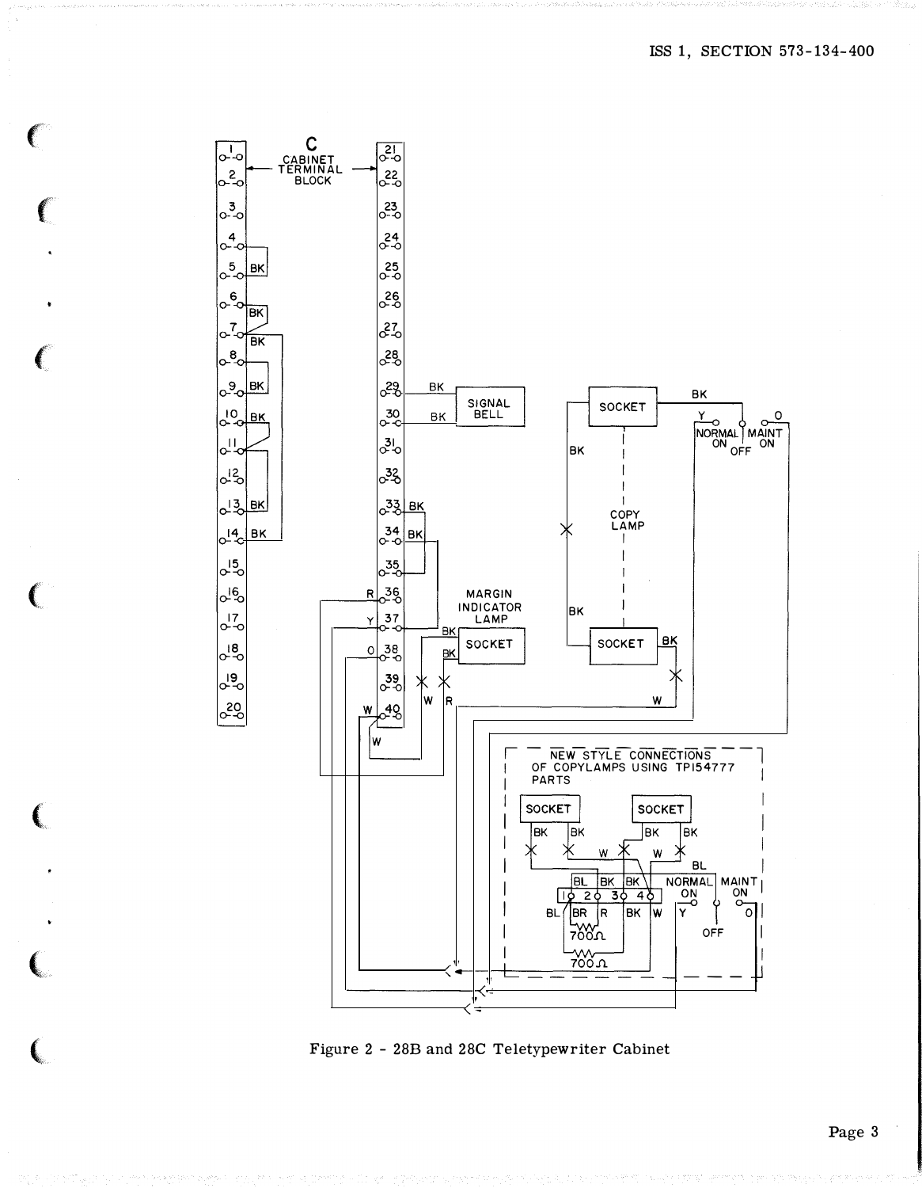Figure 2 - 28B and 28C Teletypewriter Cabinet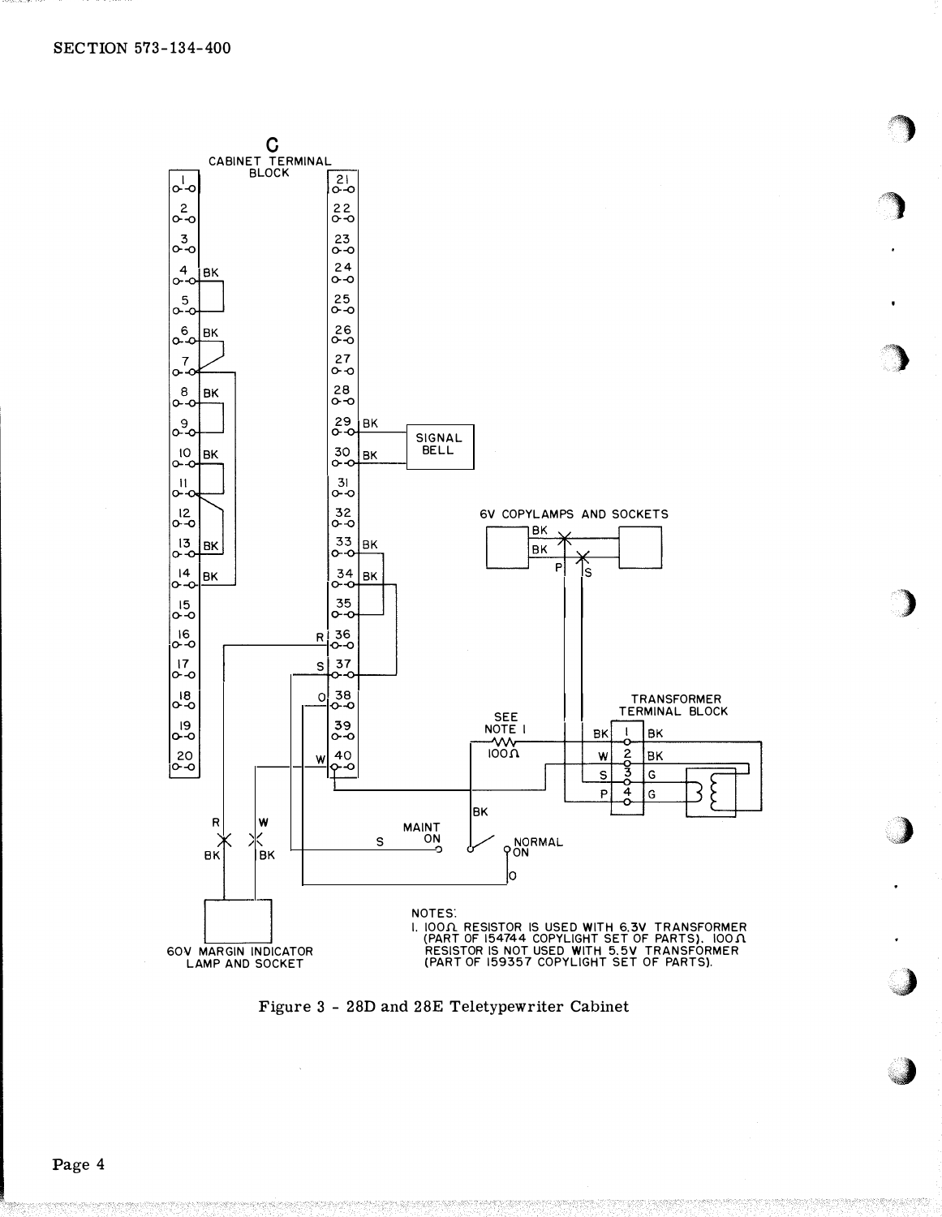C
CABINET TERMINAL BLOCK

SIGNAL BELL

6V COPYLAMPS AND SOCKETS

TRANSFORMER TERMINAL BLOCK

SEE NOTE 1

100Ω

MAINT ON

NORMAL ON

60V MARGIN INDICATOR LAMP AND SOCKET

NOTES:

1. 100Ω RESISTOR IS USED WITH 6.3V TRANSFORMER (PART OF 154744 COPYLIGHT SET OF PARTS). 100Ω RESISTOR IS NOT USED WITH 5.5V TRANSFORMER (PART OF 159357 COPYLIGHT SET OF PARTS).

Figure 3 - 28D and 28E Teletypewriter Cabinet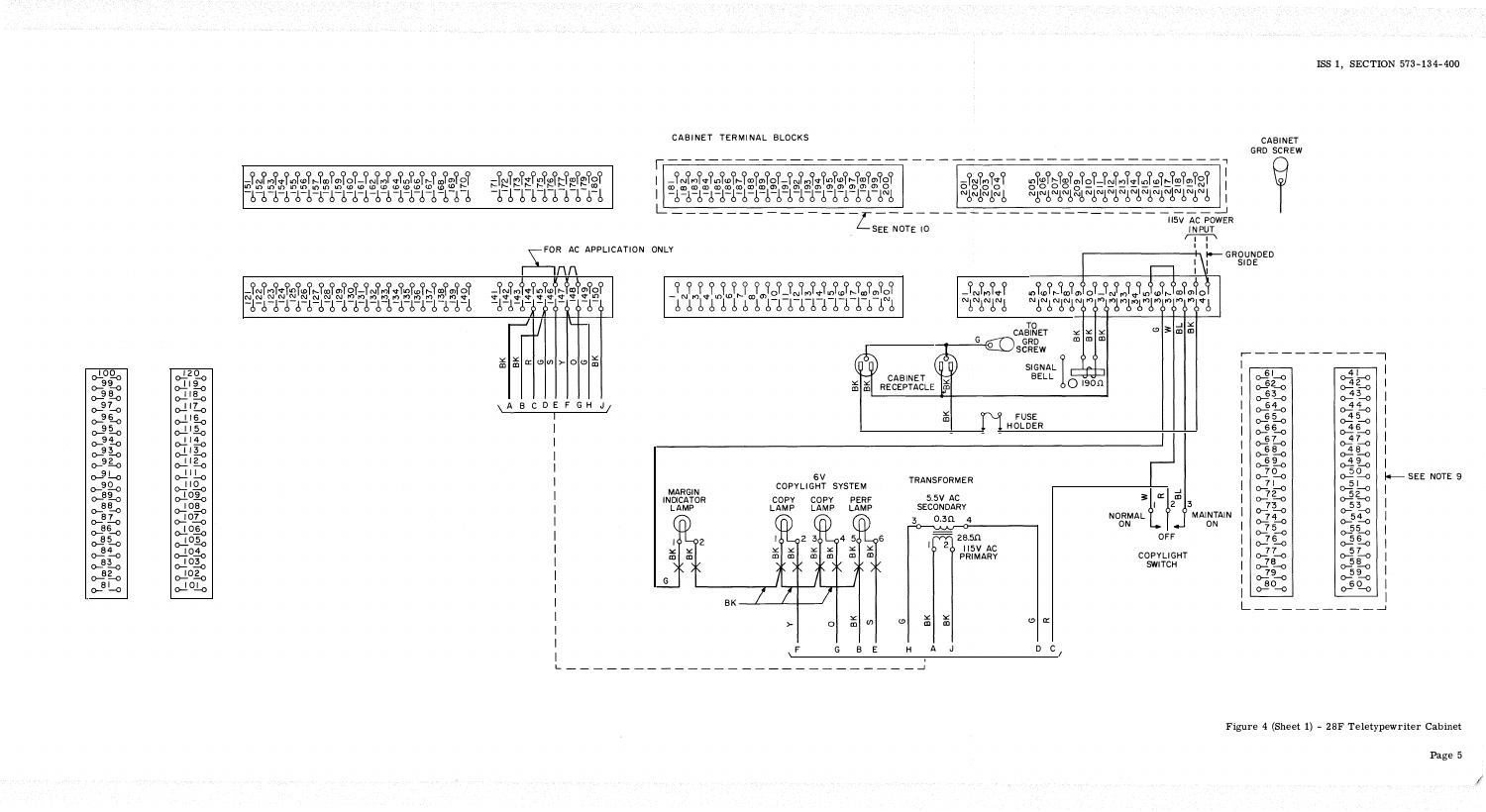CABINET TERMINAL BLOCKS

CABINET GRD SCREW

SEE NOTE 10

115V AC POWER INPUT

GROUNDED SIDE

FOR AC APPLICATION ONLY

TO CABINET GRD SCREW

CABINET RECEPTACLE

SIGNAL BELL

190Ω

FUSE HOLDER

SEE NOTE 9

MARGIN INDICATOR LAMP

6V COPYLIGHT SYSTEM

COPY LAMP

COPY LAMP

PERF LAMP

TRANSFORMER

5.5V AC SECONDARY

0.3Ω

28.5Ω

115V AC PRIMARY

NORMAL ON

OFF

MAINTAIN ON

COPYLIGHT SWITCH

Figure 4 (Sheet 1) - 28F Teletypewriter Cabinet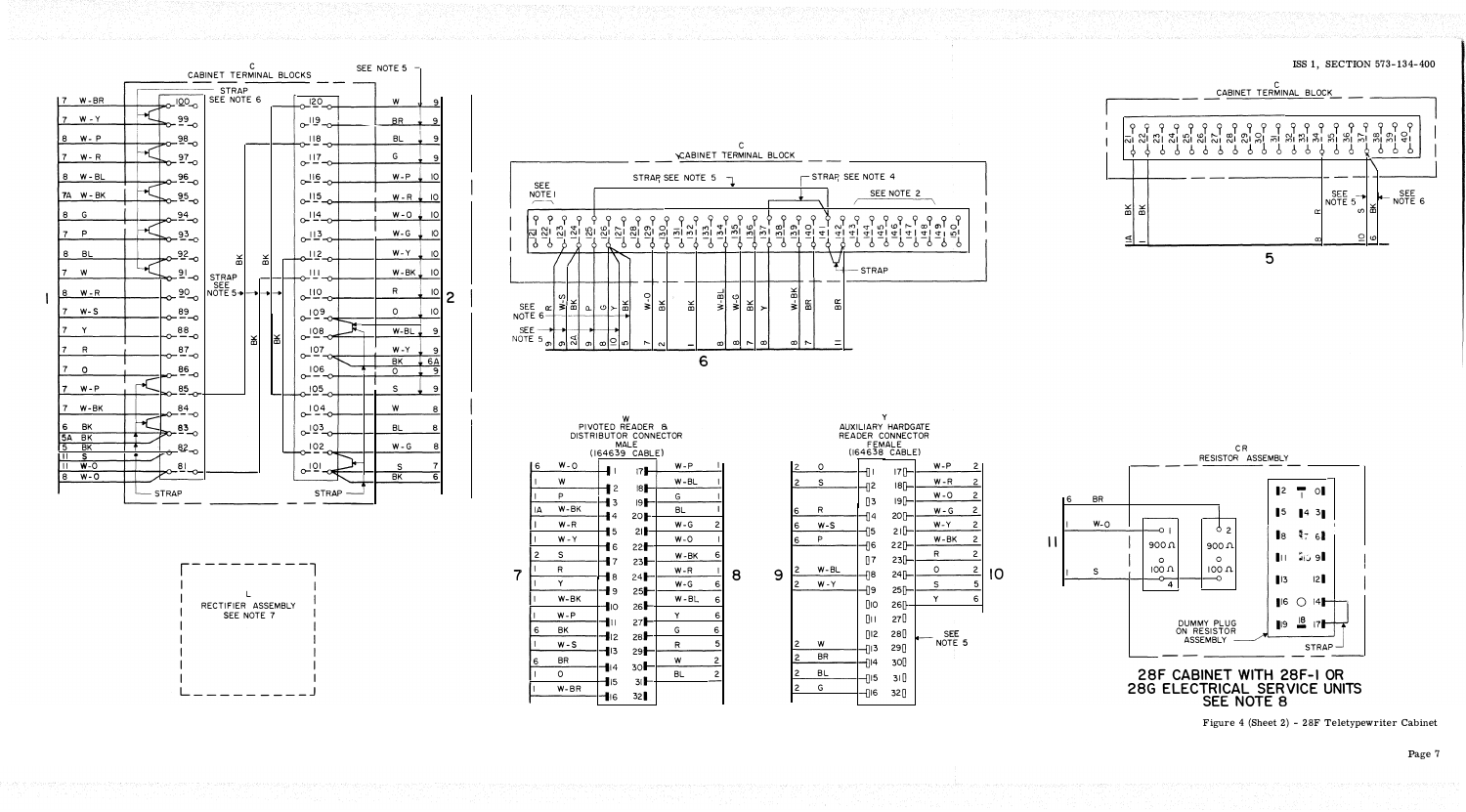C
CABINET TERMINAL BLOCKS

SEE NOTE 5

STRAP SEE NOTE 6

| | | Terminal |
|---|---|---|
| 7 | W-BR | 100 |
| 7 | W-Y | 99 |
| 8 | W-P | 98 |
| 7 | W-R | 97 |
| 8 | W-BL | 96 |
| 7A | W-BK | 95 |
| 8 | G | 94 |
| 7 | P | 93 |
| 8 | BL | 92 |
| 7 | W | 91 |
| 8 | W-R | 90 |
| 7 | W-S | 89 |
| 7 | Y | 88 |
| 7 | R | 87 |
| 7 | O | 86 |
| 7 | W-P | 85 |
| 7 | W-BK | 84 |
| 6 | BK | 83 |
| 5A | BK | |
| 5 | BK | 82 |
| 11 | S | |
| 11 | W-O | 81 |
| 8 | W-O | |

| Terminal | | |
|---|---|---|
| 120 | W | 9 |
| 119 | BR | 9 |
| 118 | BL | 9 |
| 117 | G | 9 |
| 116 | W-P | 10 |
| 115 | W-R | 10 |
| 114 | W-O | 10 |
| 113 | W-G | 10 |
| 112 | W-Y | 10 |
| 111 | W-BK | 10 |
| 110 | R | 10 |
| 109 | O | 10 |
| 108 | W-BL | 9 |
| 107 | W-Y | 9 |
| | BK | 6A |
| 106 | O | 9 |
| 105 | S | 9 |
| 104 | W | 8 |
| 103 | BL | 8 |
| 102 | W-G | 8 |
| 101 | S | 7 |
| | BK | 6 |

STRAP SEE NOTE 5

STRAP — STRAP

1 — 2

L
RECTIFIER ASSEMBLY
SEE NOTE 7

C
CABINET TERMINAL BLOCK

SEE NOTE 1 — STRAP SEE NOTE 5 — STRAP SEE NOTE 4 — SEE NOTE 2 — STRAP

Terminals 121–150

SEE NOTE 6 — SEE NOTE 5

Wires: R, W-S, BK, P, G, Y, BK, W-O, BK, BK, W-BL, W-G, BK, Y, W-BK, BR, BR

Terminations: 9, 9, 2A, 9, 8, 10, 5, 7, 2, 1, 8, 8, 7, 8, 8, 7, 11

6

W
PIVOTED READER & DISTRIBUTOR CONNECTOR
MALE
(164639 CABLE)

| | | Pin | Pin | | |
|---|---|---|---|---|---|
| 6 | W-O | 1 | 17 | W-P | 1 |
| 1 | W | 2 | 18 | W-BL | 1 |
| 1 | P | 3 | 19 | G | 1 |
| 1A | W-BK | 4 | 20 | BL | 1 |
| 1 | W-R | 5 | 21 | W-G | 2 |
| 1 | W-Y | 6 | 22 | W-O | 1 |
| 2 | S | 7 | 23 | W-BK | 6 |
| 1 | R | 8 | 24 | W-R | 1 |
| 1 | Y | 9 | 25 | W-G | 6 |
| 1 | W-BK | 10 | 26 | W-BL | 6 |
| 1 | W-P | 11 | 27 | Y | 6 |
| 6 | BK | 12 | 28 | G | 6 |
| 1 | W-S | 13 | 29 | R | 5 |
| 6 | BR | 14 | 30 | W | 2 |
| 1 | O | 15 | 31 | BL | 2 |
| 1 | W-BR | 16 | 32 | | |

7 — 8

Y
AUXILIARY HARDGATE READER CONNECTOR
FEMALE
(164638 CABLE)

| | | Pin | Pin | | |
|---|---|---|---|---|---|
| 2 | O | 1 | 17 | W-P | 2 |
| 2 | S | 2 | 18 | W-R | 2 |
| | | 3 | 19 | W-O | 2 |
| 6 | R | 4 | 20 | W-G | 2 |
| 6 | W-S | 5 | 21 | W-Y | 2 |
| 6 | P | 6 | 22 | W-BK | 2 |
| | | 7 | 23 | R | 2 |
| 2 | W-BL | 8 | 24 | O | 2 |
| 2 | W-Y | 9 | 25 | S | 5 |
| | | 10 | 26 | Y | 6 |
| | | 11 | 27 | | |
| | | 12 | 28 | | |
| 2 | W | 13 | 29 | | |
| 2 | BR | 14 | 30 | | |
| 2 | BL | 15 | 31 | | |
| 2 | G | 16 | 32 | | |

SEE NOTE 5

9 — 10

C
CABINET TERMINAL BLOCK

Terminals 21–40

BK, BK — 1A, 1

SEE NOTE 5 — SEE NOTE 6

R, S, BK — 8, 10, 6

5

CR
RESISTOR ASSEMBLY

6 BR
1 W-O
1 S

11

900 Ω — 100 Ω — 900 Ω — 100 Ω

DUMMY PLUG ON RESISTOR ASSEMBLY

STRAP

# 28F CABINET WITH 28F-1 OR 28G ELECTRICAL SERVICE UNITS SEE NOTE 8

Figure 4 (Sheet 2) - 28F Teletypewriter Cabinet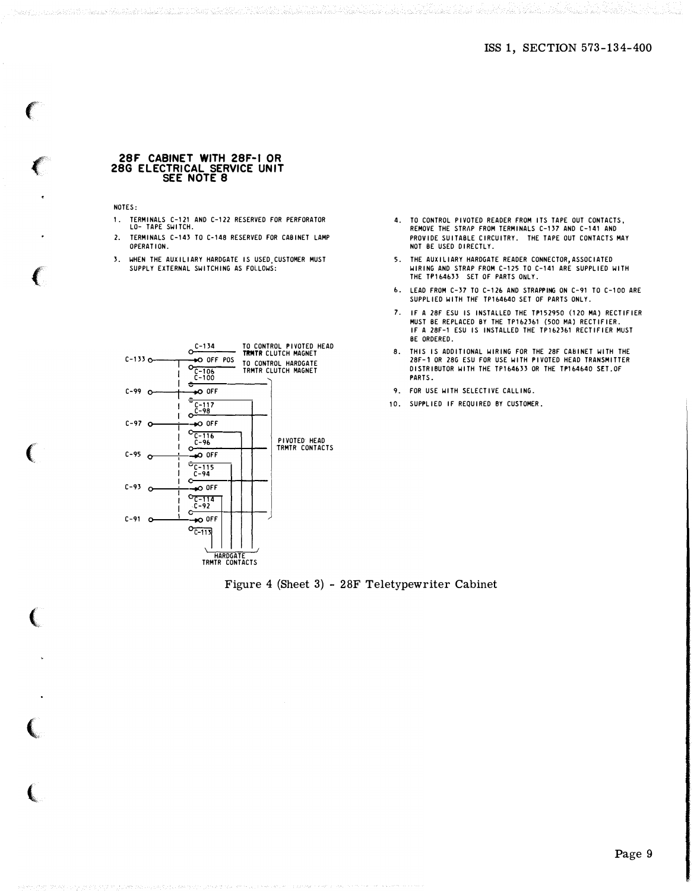## 28F CABINET WITH 28F-1 OR 28G ELECTRICAL SERVICE UNIT SEE NOTE 8

NOTES:

1. TERMINALS C-121 AND C-122 RESERVED FOR PERFORATOR LO- TAPE SWITCH.
2. TERMINALS C-143 TO C-148 RESERVED FOR CABINET LAMP OPERATION.
3. WHEN THE AUXILIARY HARDGATE IS USED, CUSTOMER MUST SUPPLY EXTERNAL SWITCHING AS FOLLOWS:

C-134 — TO CONTROL PIVOTED HEAD TRMTR CLUTCH MAGNET

C-133 — OFF POS

C-106 — TO CONTROL HARDGATE TRMTR CLUTCH MAGNET

C-100

C-99 — OFF

C-117

C-98

C-97 — OFF

C-116

C-96

C-95 — OFF

C-115

C-94

C-93 — OFF

C-114

C-92

C-91 — OFF

C-113

PIVOTED HEAD TRMTR CONTACTS

HARDGATE TRMTR CONTACTS

4. TO CONTROL PIVOTED READER FROM ITS TAPE OUT CONTACTS, REMOVE THE STRAP FROM TERMINALS C-137 AND C-141 AND PROVIDE SUITABLE CIRCUITRY. THE TAPE OUT CONTACTS MAY NOT BE USED DIRECTLY.
5. THE AUXILIARY HARDGATE READER CONNECTOR, ASSOCIATED WIRING AND STRAP FROM C-125 TO C-141 ARE SUPPLIED WITH THE TP164633 SET OF PARTS ONLY.
6. LEAD FROM C-37 TO C-126 AND STRAPPING ON C-91 TO C-100 ARE SUPPLIED WITH THE TP164640 SET OF PARTS ONLY.
7. IF A 28F ESU IS INSTALLED THE TP152950 (120 MA) RECTIFIER MUST BE REPLACED BY THE TP162361 (500 MA) RECTIFIER. IF A 28F-1 ESU IS INSTALLED THE TP162361 RECTIFIER MUST BE ORDERED.
8. THIS IS ADDITIONAL WIRING FOR THE 28F CABINET WITH THE 28F-1 OR 28G ESU FOR USE WITH PIVOTED HEAD TRANSMITTER DISTRIBUTOR WITH THE TP164633 OR THE TP164640 SET OF PARTS.
9. FOR USE WITH SELECTIVE CALLING.
10. SUPPLIED IF REQUIRED BY CUSTOMER.

Figure 4 (Sheet 3) - 28F Teletypewriter Cabinet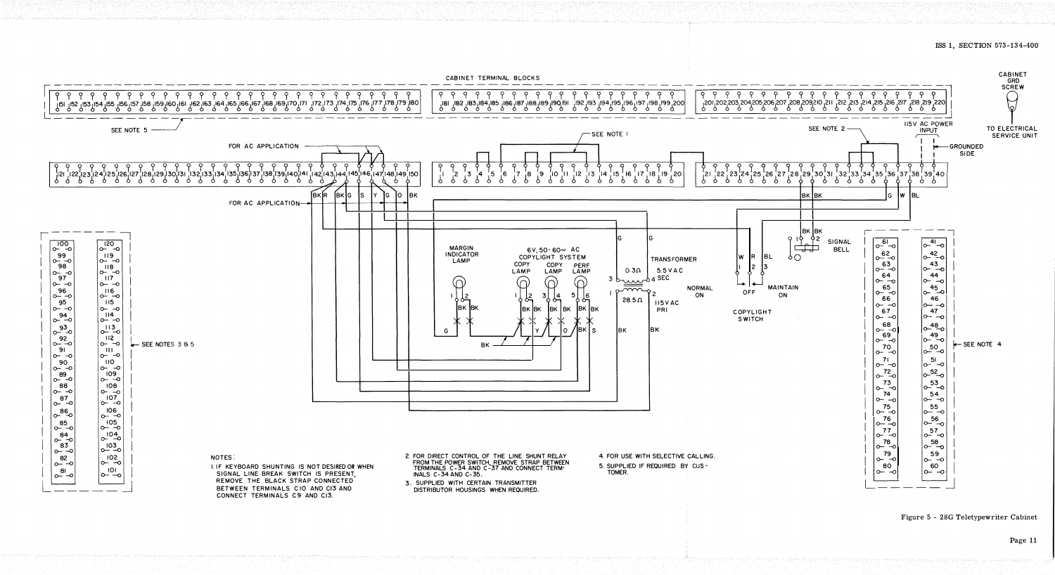NOTES:

1. IF KEYBOARD SHUNTING IS NOT DESIRED OR WHEN SIGNAL LINE BREAK SWITCH IS PRESENT, REMOVE THE BLACK STRAP CONNECTED BETWEEN TERMINALS C10 AND C13 AND CONNECT TERMINALS C9 AND C13.
2. FOR DIRECT CONTROL OF THE LINE SHUNT RELAY FROM THE POWER SWITCH, REMOVE STRAP BETWEEN TERMINALS C-34 AND C-37 AND CONNECT TERMINALS C-34 AND C-35.
3. SUPPLIED WITH CERTAIN TRANSMITTER DISTRIBUTOR HOUSINGS WHEN REQUIRED.
4. FOR USE WITH SELECTIVE CALLING.
5. SUPPLIED IF REQUIRED BY CUSTOMER.

Figure 5 - 28G Teletypewriter Cabinet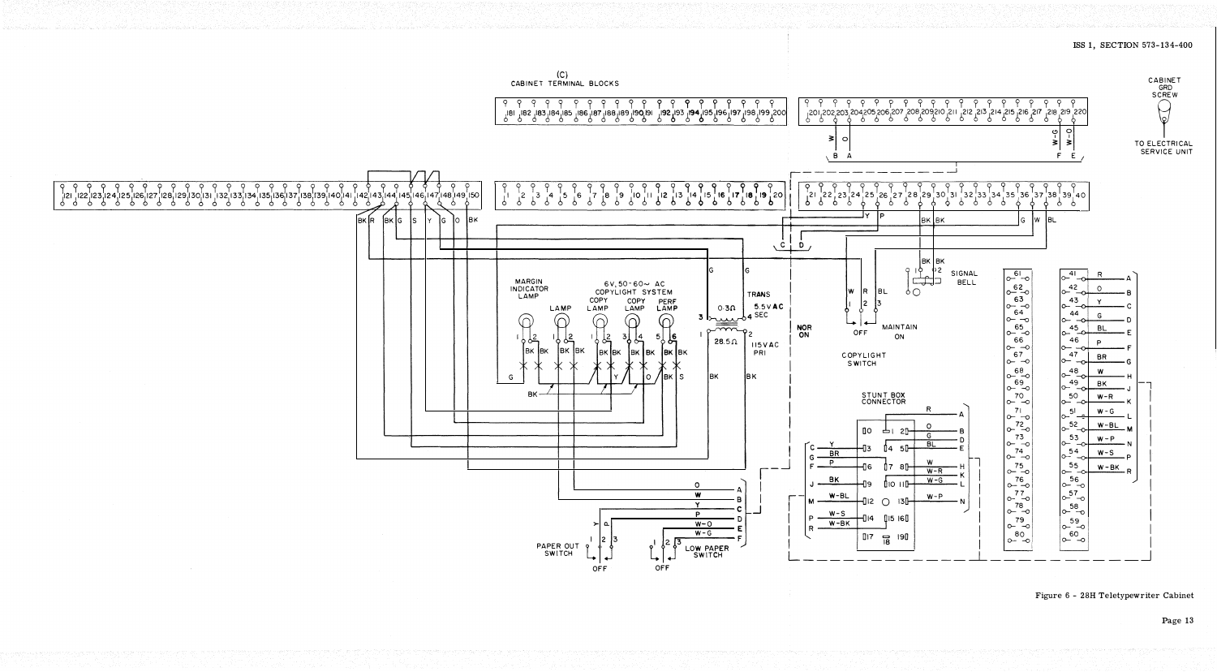Figure 6 - 28H Teletypewriter Cabinet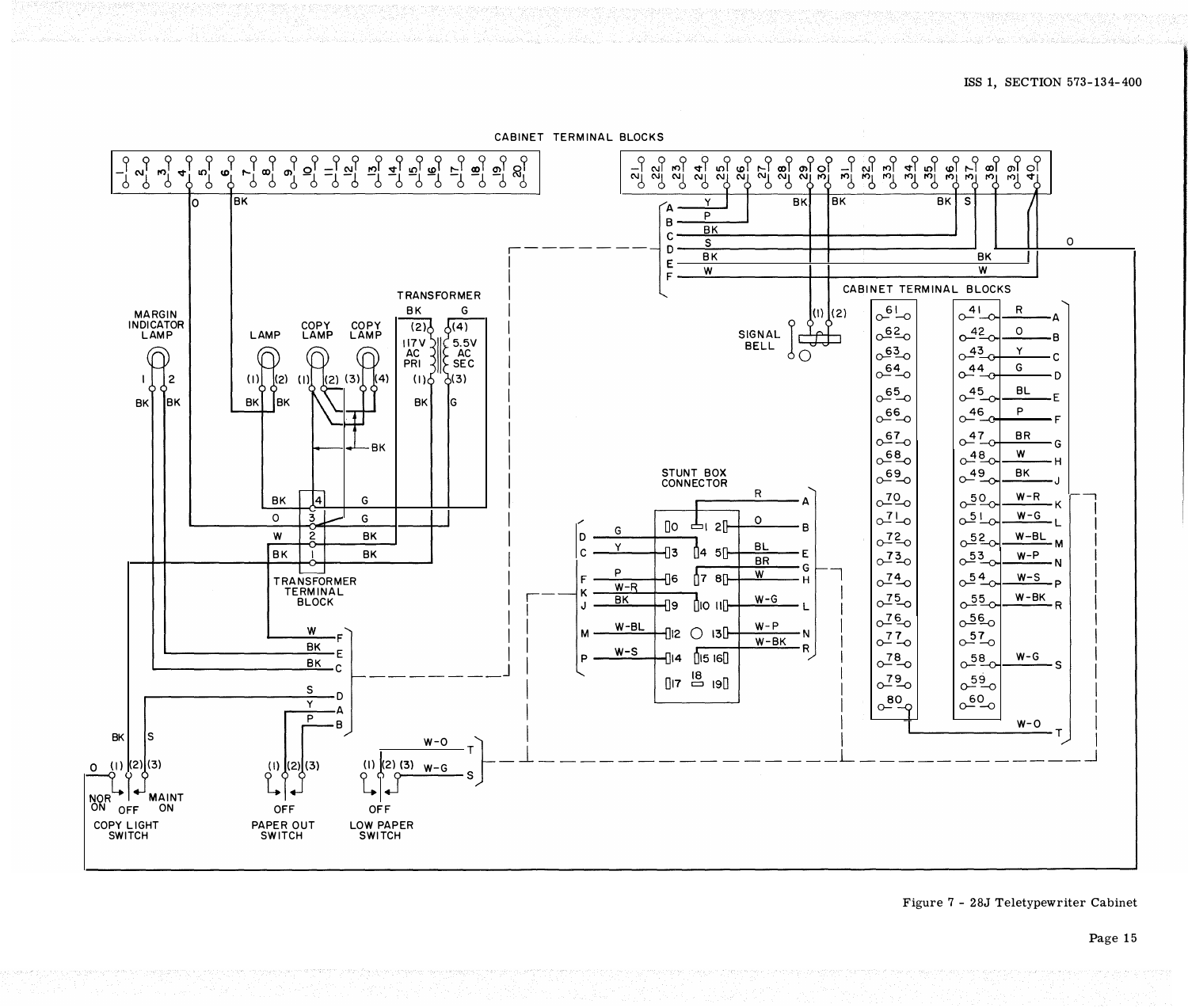Figure 7 - 28J Teletypewriter Cabinet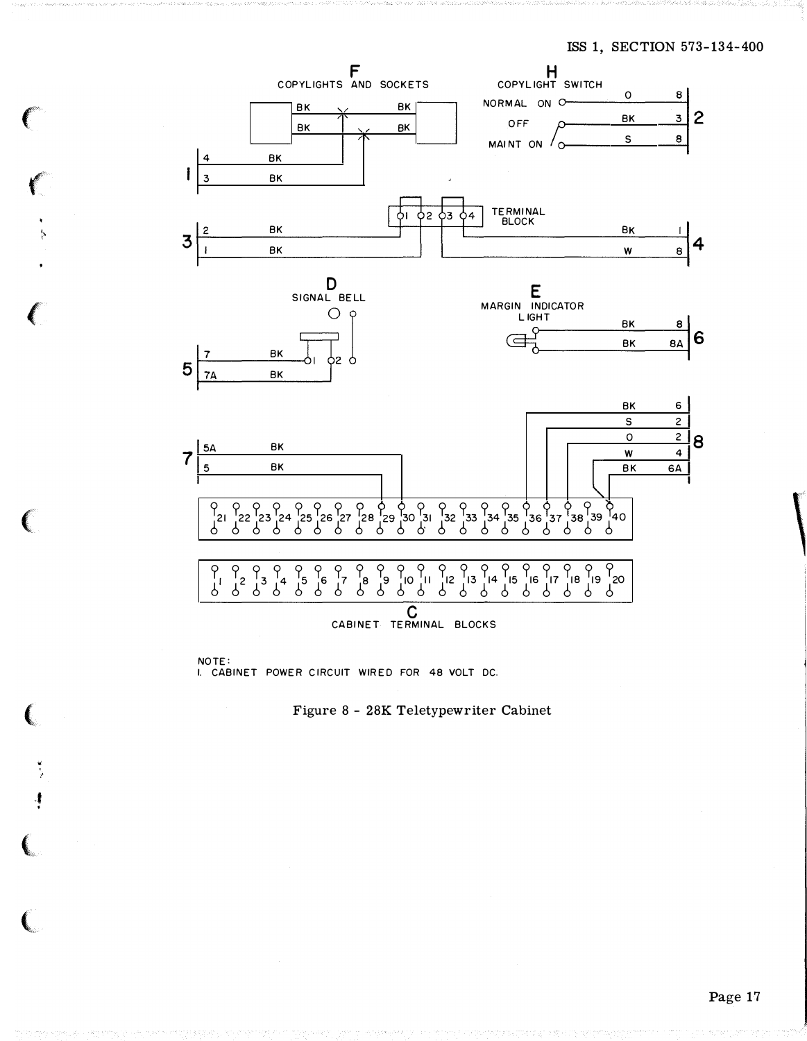F

COPYLIGHTS AND SOCKETS

H

COPYLIGHT SWITCH

NORMAL ON

OFF

MAINT ON

TERMINAL BLOCK

D

SIGNAL BELL

E

MARGIN INDICATOR LIGHT

C

CABINET TERMINAL BLOCKS

NOTE:
1. CABINET POWER CIRCUIT WIRED FOR 48 VOLT DC.

Figure 8 - 28K Teletypewriter Cabinet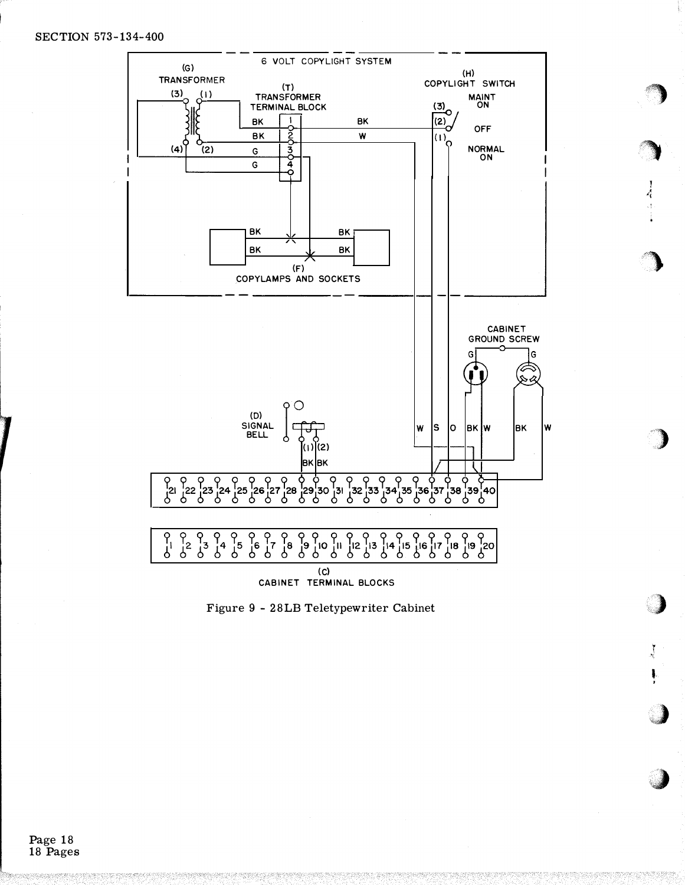6 VOLT COPYLIGHT SYSTEM

(G) TRANSFORMER

(3) (1) (4) (2)

(T) TRANSFORMER TERMINAL BLOCK

BK BK G G

1 2 3 4

BK W

(H) COPYLIGHT SWITCH

(3) (2) (1)

MAINT ON

OFF

NORMAL ON

BK BK BK BK

(F) COPYLAMPS AND SOCKETS

CABINET GROUND SCREW

G G

(D) SIGNAL BELL

(1) (2)

BK BK

W S O BK W BK W

21 22 23 24 25 26 27 28 29 30 31 32 33 34 35 36 37 38 39 40

1 2 3 4 5 6 7 8 9 10 11 12 13 14 15 16 17 18 19 20

(C) CABINET TERMINAL BLOCKS

Figure 9 - 28LB Teletypewriter Cabinet